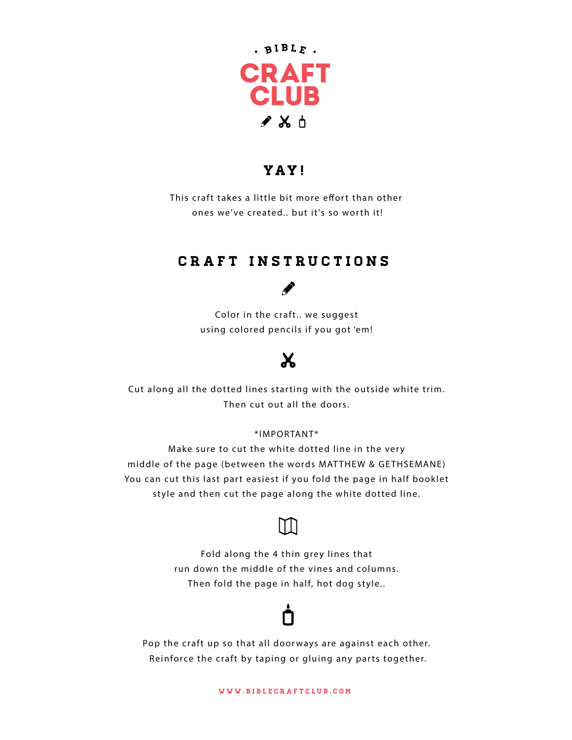# BIBLE CRAFT CLUB

## YAY!

This craft takes a little bit more effort than other ones we've created.. but it's so worth it!

## CRAFT INSTRUCTIONS

Color in the craft.. we suggest using colored pencils if you got 'em!

Cut along all the dotted lines starting with the outside white trim. Then cut out all the doors.

*IMPORTANT*
Make sure to cut the white dotted line in the very middle of the page (between the words MATTHEW & GETHSEMANE) You can cut this last part easiest if you fold the page in half booklet style and then cut the page along the white dotted line.

Fold along the 4 thin grey lines that run down the middle of the vines and columns. Then fold the page in half, hot dog style..

Pop the craft up so that all doorways are against each other. Reinforce the craft by taping or gluing any parts together.

WWW.BIBLECRAFTCLUB.COM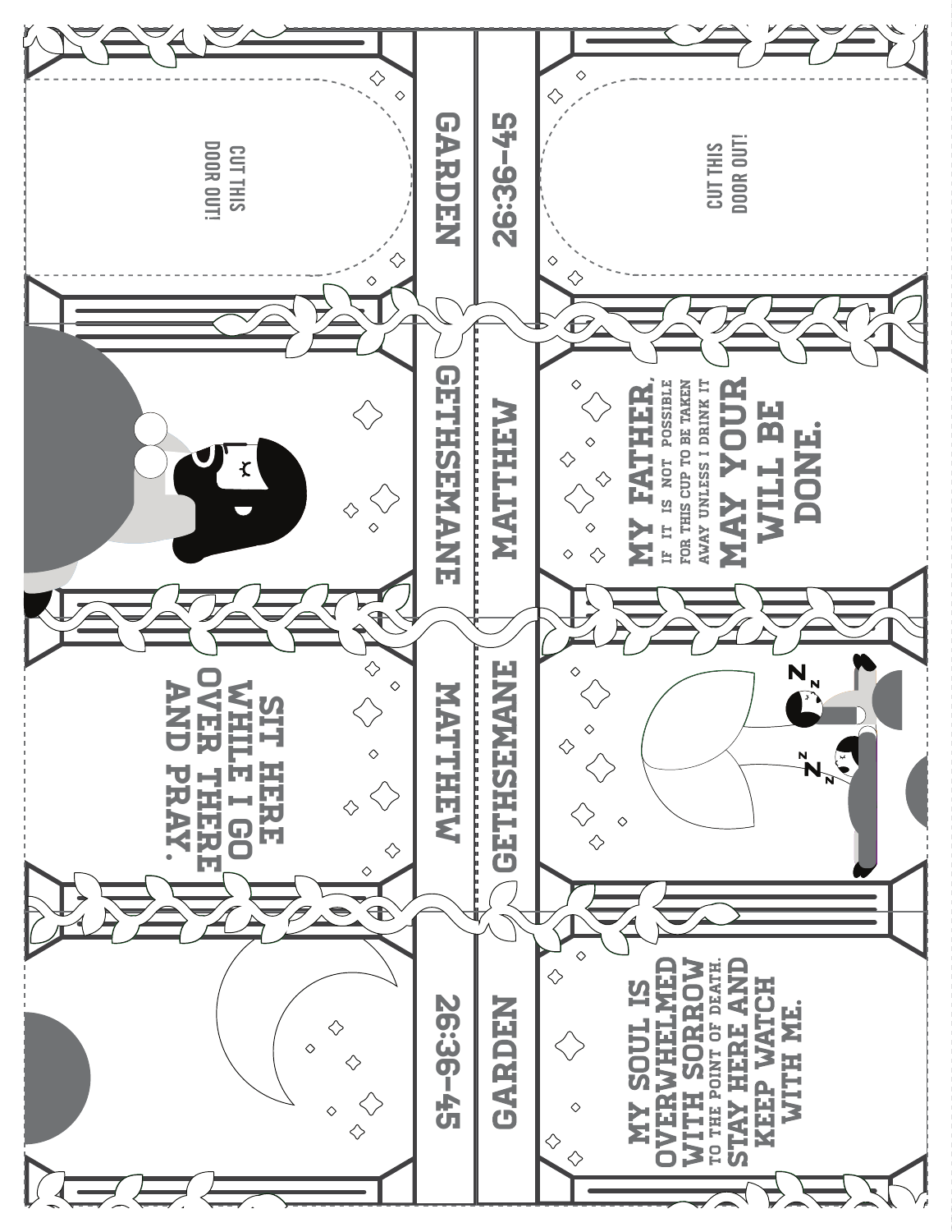GARDEN GETHSEMANE

MATTHEW 26:36-45

CUT THIS DOOR OUT!

CUT THIS DOOR OUT!

MY FATHER, IF IT IS NOT POSSIBLE FOR THIS CUP TO BE TAKEN AWAY UNLESS I DRINK IT MAY YOUR WILL BE DONE.

SIT HERE WHILE I GO OVER THERE AND PRAY.

MY SOUL IS OVERWHELMED WITH SORROW TO THE POINT OF DEATH. STAY HERE AND KEEP WATCH WITH ME.

MATTHEW 26:36-45

GARDEN GETHSEMANE